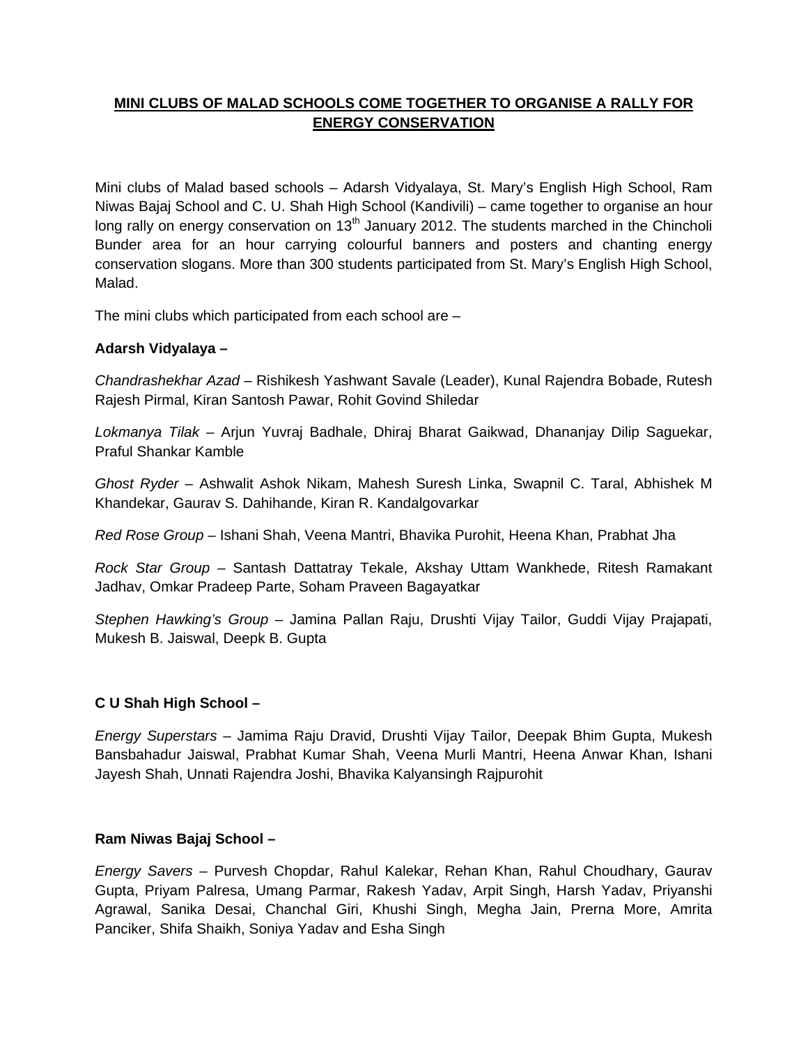# <u>MINI CLUBS OF MALAD SCHOOLS COME TOGETHER TO ORGANISE A RALLY FOR ENERGY CONSERVATION</u>

Mini clubs of Malad based schools – Adarsh Vidyalaya, St. Mary's English High School, Ram Niwas Bajaj School and C. U. Shah High School (Kandivili) – came together to organise an hour long rally on energy conservation on 13th January 2012. The students marched in the Chincholi Bunder area for an hour carrying colourful banners and posters and chanting energy conservation slogans. More than 300 students participated from St. Mary's English High School, Malad.

The mini clubs which participated from each school are –

**Adarsh Vidyalaya –**

*Chandrashekhar Azad* – Rishikesh Yashwant Savale (Leader), Kunal Rajendra Bobade, Rutesh Rajesh Pirmal, Kiran Santosh Pawar, Rohit Govind Shiledar

*Lokmanya Tilak* – Arjun Yuvraj Badhale, Dhiraj Bharat Gaikwad, Dhananjay Dilip Saguekar, Praful Shankar Kamble

*Ghost Ryder* – Ashwalit Ashok Nikam, Mahesh Suresh Linka, Swapnil C. Taral, Abhishek M Khandekar, Gaurav S. Dahihande, Kiran R. Kandalgovarkar

*Red Rose Group* – Ishani Shah, Veena Mantri, Bhavika Purohit, Heena Khan, Prabhat Jha

*Rock Star Group* – Santash Dattatray Tekale, Akshay Uttam Wankhede, Ritesh Ramakant Jadhav, Omkar Pradeep Parte, Soham Praveen Bagayatkar

*Stephen Hawking's Group* – Jamina Pallan Raju, Drushti Vijay Tailor, Guddi Vijay Prajapati, Mukesh B. Jaiswal, Deepk B. Gupta

**C U Shah High School –**

*Energy Superstars* – Jamima Raju Dravid, Drushti Vijay Tailor, Deepak Bhim Gupta, Mukesh Bansbahadur Jaiswal, Prabhat Kumar Shah, Veena Murli Mantri, Heena Anwar Khan, Ishani Jayesh Shah, Unnati Rajendra Joshi, Bhavika Kalyansingh Rajpurohit

**Ram Niwas Bajaj School –**

*Energy Savers* – Purvesh Chopdar, Rahul Kalekar, Rehan Khan, Rahul Choudhary, Gaurav Gupta, Priyam Palresa, Umang Parmar, Rakesh Yadav, Arpit Singh, Harsh Yadav, Priyanshi Agrawal, Sanika Desai, Chanchal Giri, Khushi Singh, Megha Jain, Prerna More, Amrita Panciker, Shifa Shaikh, Soniya Yadav and Esha Singh